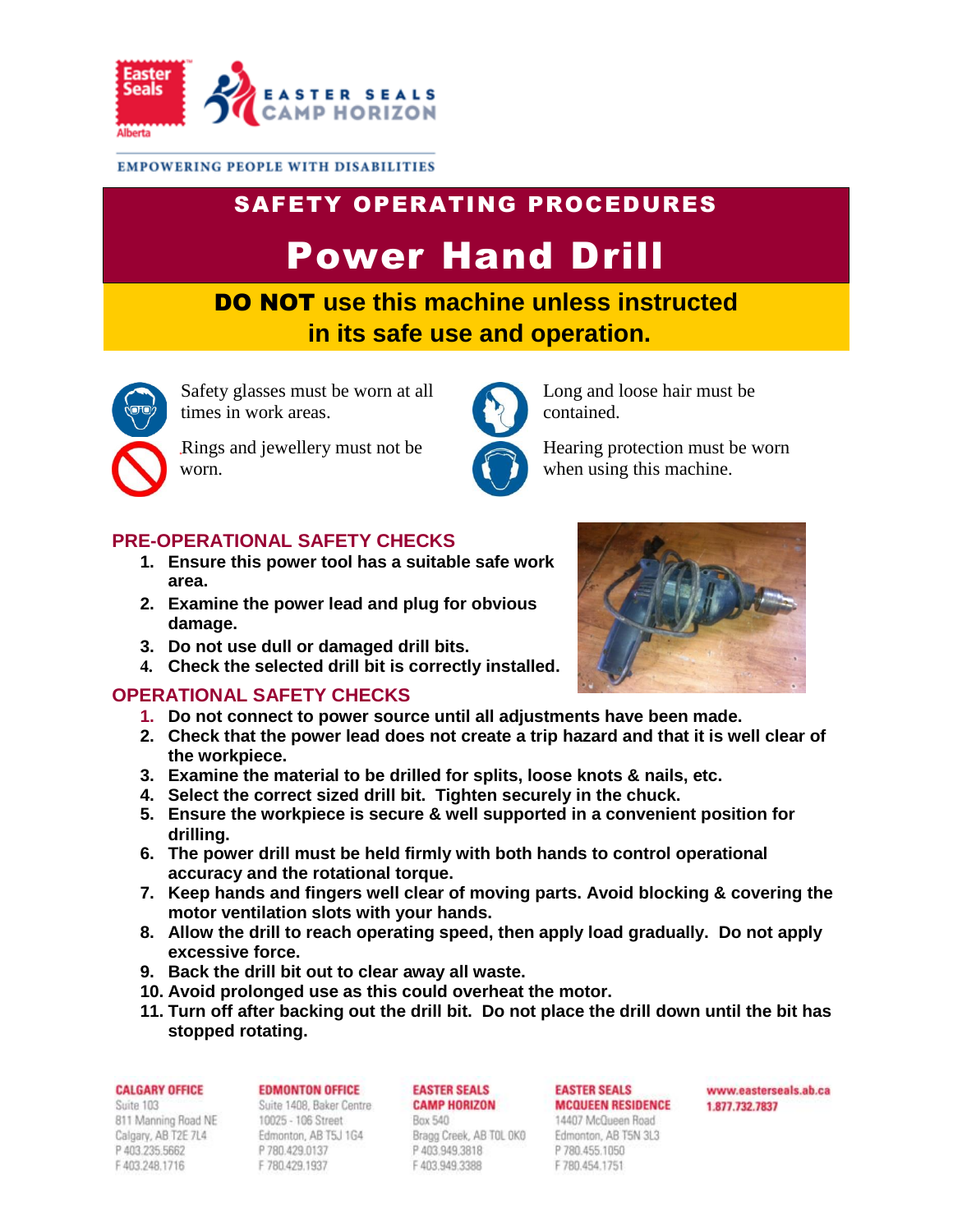Easter Seals Alberta

EASTER SEALS CAMP HORIZON

EMPOWERING PEOPLE WITH DISABILITIES

# SAFETY OPERATING PROCEDURES

# Power Hand Drill

**DO NOT use this machine unless instructed in its safe use and operation.**

Safety glasses must be worn at all times in work areas.

Rings and jewellery must not be worn.

Long and loose hair must be contained.

Hearing protection must be worn when using this machine.

## PRE-OPERATIONAL SAFETY CHECKS

1. **Ensure this power tool has a suitable safe work area.**
2. **Examine the power lead and plug for obvious damage.**
3. **Do not use dull or damaged drill bits.**
4. **Check the selected drill bit is correctly installed.**

## OPERATIONAL SAFETY CHECKS

1. **Do not connect to power source until all adjustments have been made.**
2. **Check that the power lead does not create a trip hazard and that it is well clear of the workpiece.**
3. **Examine the material to be drilled for splits, loose knots & nails, etc.**
4. **Select the correct sized drill bit. Tighten securely in the chuck.**
5. **Ensure the workpiece is secure & well supported in a convenient position for drilling.**
6. **The power drill must be held firmly with both hands to control operational accuracy and the rotational torque.**
7. **Keep hands and fingers well clear of moving parts. Avoid blocking & covering the motor ventilation slots with your hands.**
8. **Allow the drill to reach operating speed, then apply load gradually. Do not apply excessive force.**
9. **Back the drill bit out to clear away all waste.**
10. **Avoid prolonged use as this could overheat the motor.**
11. **Turn off after backing out the drill bit. Do not place the drill down until the bit has stopped rotating.**

**CALGARY OFFICE**
Suite 103
811 Manning Road NE
Calgary, AB T2E 7L4
P 403.235.5662
F 403.248.1716

**EDMONTON OFFICE**
Suite 1408, Baker Centre
10025 - 106 Street
Edmonton, AB T5J 1G4
P 780.429.0137
F 780.429.1937

**EASTER SEALS CAMP HORIZON**
Box 540
Bragg Creek, AB T0L 0K0
P 403.949.3818
F 403.949.3388

**EASTER SEALS MCQUEEN RESIDENCE**
14407 McQueen Road
Edmonton, AB T5N 3L3
P 780.455.1050
F 780.454.1751

**www.easterseals.ab.ca**
**1.877.732.7837**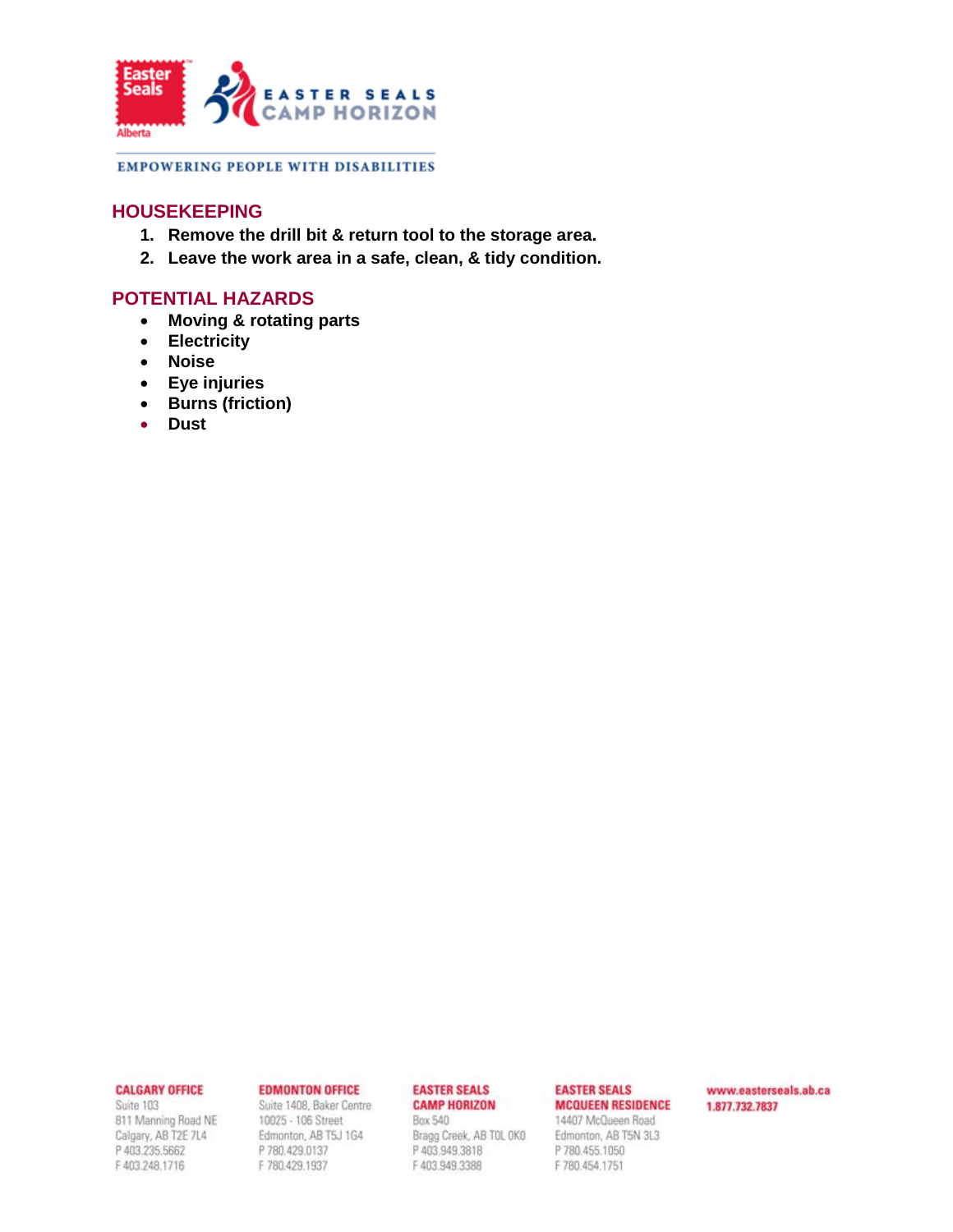## HOUSEKEEPING

1. **Remove the drill bit & return tool to the storage area.**
2. **Leave the work area in a safe, clean, & tidy condition.**

## POTENTIAL HAZARDS

- **Moving & rotating parts**
- **Electricity**
- **Noise**
- **Eye injuries**
- **Burns (friction)**
- **Dust**